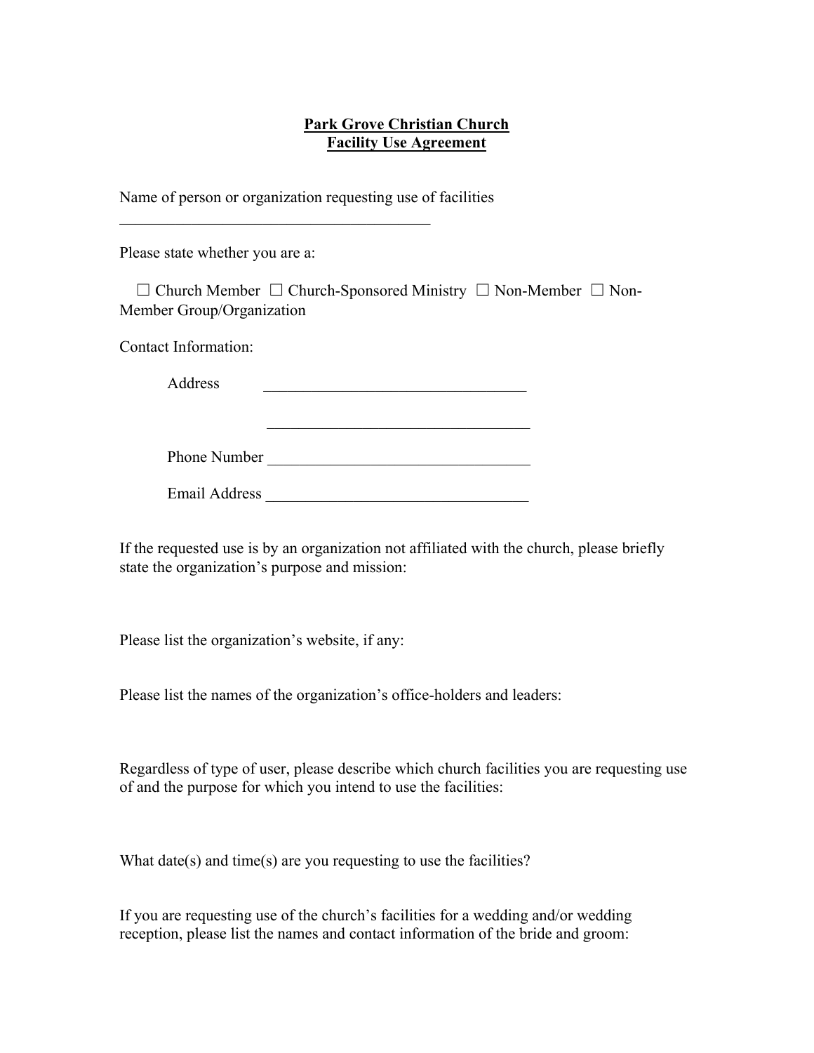**Park Grove Christian Church**
**Facility Use Agreement**

Name of person or organization requesting use of facilities

________________________________________

Please state whether you are a:

☐ Church Member ☐ Church-Sponsored Ministry ☐ Non-Member ☐ Non-Member Group/Organization

Contact Information:

Address __________________________________

__________________________________

Phone Number __________________________________

Email Address __________________________________

If the requested use is by an organization not affiliated with the church, please briefly state the organization's purpose and mission:

Please list the organization's website, if any:

Please list the names of the organization's office-holders and leaders:

Regardless of type of user, please describe which church facilities you are requesting use of and the purpose for which you intend to use the facilities:

What date(s) and time(s) are you requesting to use the facilities?

If you are requesting use of the church's facilities for a wedding and/or wedding reception, please list the names and contact information of the bride and groom: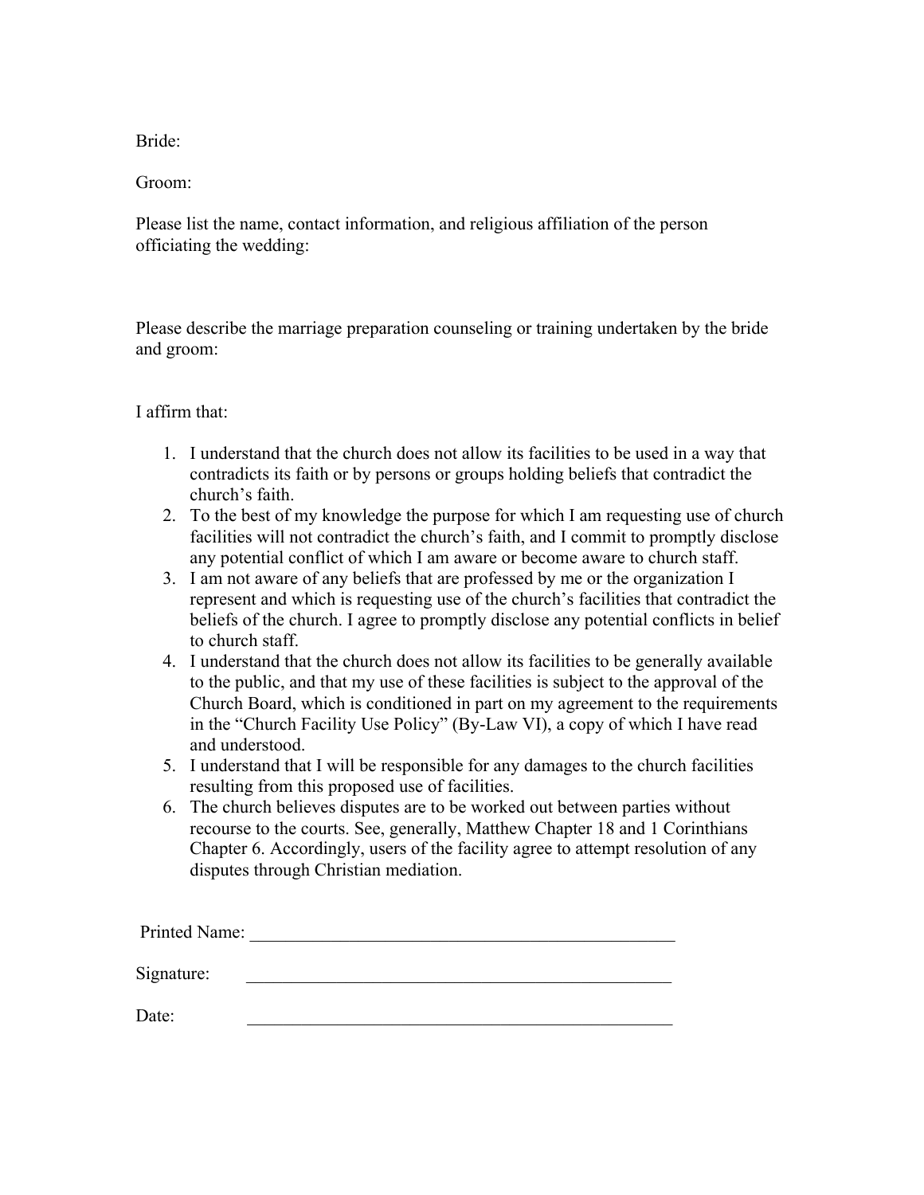Bride:

Groom:

Please list the name, contact information, and religious affiliation of the person officiating the wedding:

Please describe the marriage preparation counseling or training undertaken by the bride and groom:

I affirm that:

1. I understand that the church does not allow its facilities to be used in a way that contradicts its faith or by persons or groups holding beliefs that contradict the church's faith.
2. To the best of my knowledge the purpose for which I am requesting use of church facilities will not contradict the church's faith, and I commit to promptly disclose any potential conflict of which I am aware or become aware to church staff.
3. I am not aware of any beliefs that are professed by me or the organization I represent and which is requesting use of the church's facilities that contradict the beliefs of the church. I agree to promptly disclose any potential conflicts in belief to church staff.
4. I understand that the church does not allow its facilities to be generally available to the public, and that my use of these facilities is subject to the approval of the Church Board, which is conditioned in part on my agreement to the requirements in the "Church Facility Use Policy" (By-Law VI), a copy of which I have read and understood.
5. I understand that I will be responsible for any damages to the church facilities resulting from this proposed use of facilities.
6. The church believes disputes are to be worked out between parties without recourse to the courts. See, generally, Matthew Chapter 18 and 1 Corinthians Chapter 6. Accordingly, users of the facility agree to attempt resolution of any disputes through Christian mediation.

Printed Name: ______________________________________________

Signature: ______________________________________________

Date: ______________________________________________